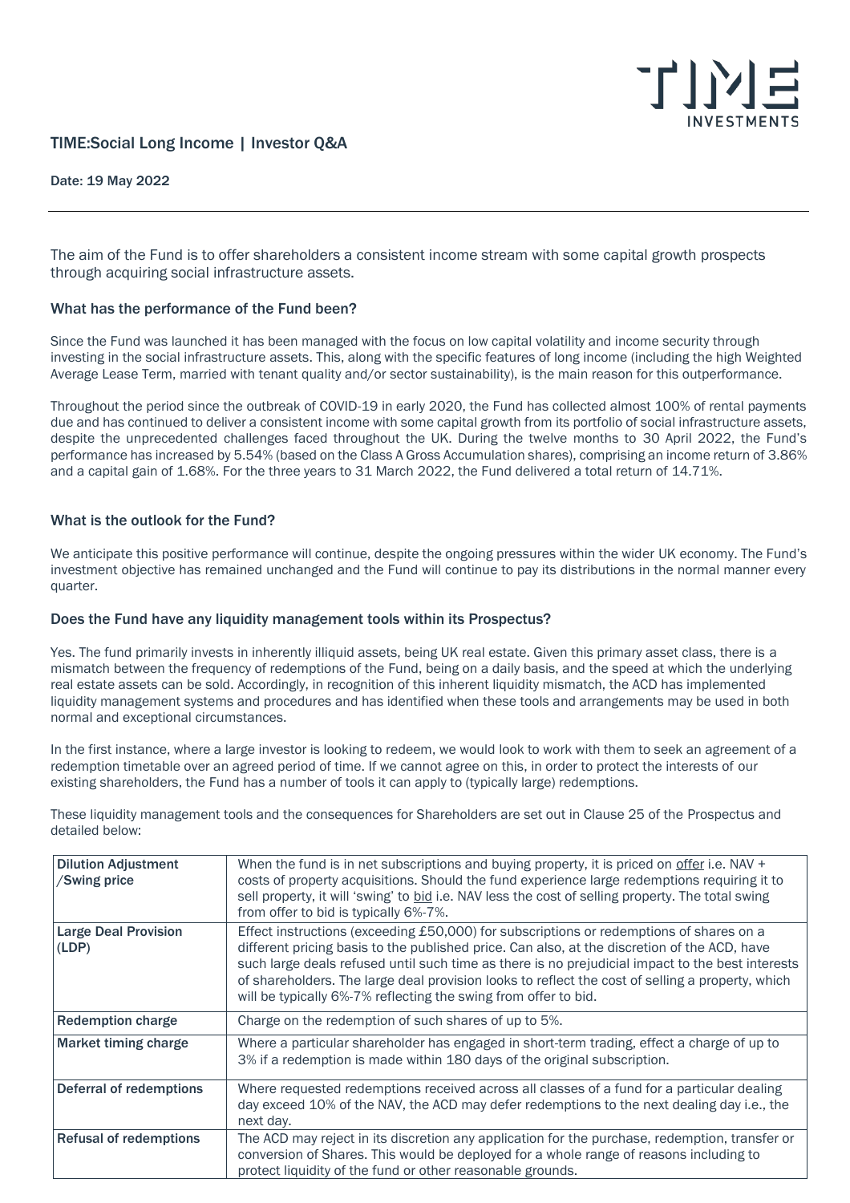## TIME:Social Long Income | Investor Q&A

Date: 19 May 2022

---

The aim of the Fund is to offer shareholders a consistent income stream with some capital growth prospects through acquiring social infrastructure assets.

### What has the performance of the Fund been?

Since the Fund was launched it has been managed with the focus on low capital volatility and income security through investing in the social infrastructure assets. This, along with the specific features of long income (including the high Weighted Average Lease Term, married with tenant quality and/or sector sustainability), is the main reason for this outperformance.

Throughout the period since the outbreak of COVID-19 in early 2020, the Fund has collected almost 100% of rental payments due and has continued to deliver a consistent income with some capital growth from its portfolio of social infrastructure assets, despite the unprecedented challenges faced throughout the UK. During the twelve months to 30 April 2022, the Fund's performance has increased by 5.54% (based on the Class A Gross Accumulation shares), comprising an income return of 3.86% and a capital gain of 1.68%. For the three years to 31 March 2022, the Fund delivered a total return of 14.71%.

### What is the outlook for the Fund?

We anticipate this positive performance will continue, despite the ongoing pressures within the wider UK economy. The Fund's investment objective has remained unchanged and the Fund will continue to pay its distributions in the normal manner every quarter.

### Does the Fund have any liquidity management tools within its Prospectus?

Yes. The fund primarily invests in inherently illiquid assets, being UK real estate. Given this primary asset class, there is a mismatch between the frequency of redemptions of the Fund, being on a daily basis, and the speed at which the underlying real estate assets can be sold. Accordingly, in recognition of this inherent liquidity mismatch, the ACD has implemented liquidity management systems and procedures and has identified when these tools and arrangements may be used in both normal and exceptional circumstances.

In the first instance, where a large investor is looking to redeem, we would look to work with them to seek an agreement of a redemption timetable over an agreed period of time. If we cannot agree on this, in order to protect the interests of our existing shareholders, the Fund has a number of tools it can apply to (typically large) redemptions.

These liquidity management tools and the consequences for Shareholders are set out in Clause 25 of the Prospectus and detailed below:

| Tool | Description |
|---|---|
| **Dilution Adjustment /Swing price** | When the fund is in net subscriptions and buying property, it is priced on offer i.e. NAV + costs of property acquisitions. Should the fund experience large redemptions requiring it to sell property, it will 'swing' to bid i.e. NAV less the cost of selling property. The total swing from offer to bid is typically 6%-7%. |
| **Large Deal Provision (LDP)** | Effect instructions (exceeding £50,000) for subscriptions or redemptions of shares on a different pricing basis to the published price. Can also, at the discretion of the ACD, have such large deals refused until such time as there is no prejudicial impact to the best interests of shareholders. The large deal provision looks to reflect the cost of selling a property, which will be typically 6%-7% reflecting the swing from offer to bid. |
| **Redemption charge** | Charge on the redemption of such shares of up to 5%. |
| **Market timing charge** | Where a particular shareholder has engaged in short-term trading, effect a charge of up to 3% if a redemption is made within 180 days of the original subscription. |
| **Deferral of redemptions** | Where requested redemptions received across all classes of a fund for a particular dealing day exceed 10% of the NAV, the ACD may defer redemptions to the next dealing day i.e., the next day. |
| **Refusal of redemptions** | The ACD may reject in its discretion any application for the purchase, redemption, transfer or conversion of Shares. This would be deployed for a whole range of reasons including to protect liquidity of the fund or other reasonable grounds. |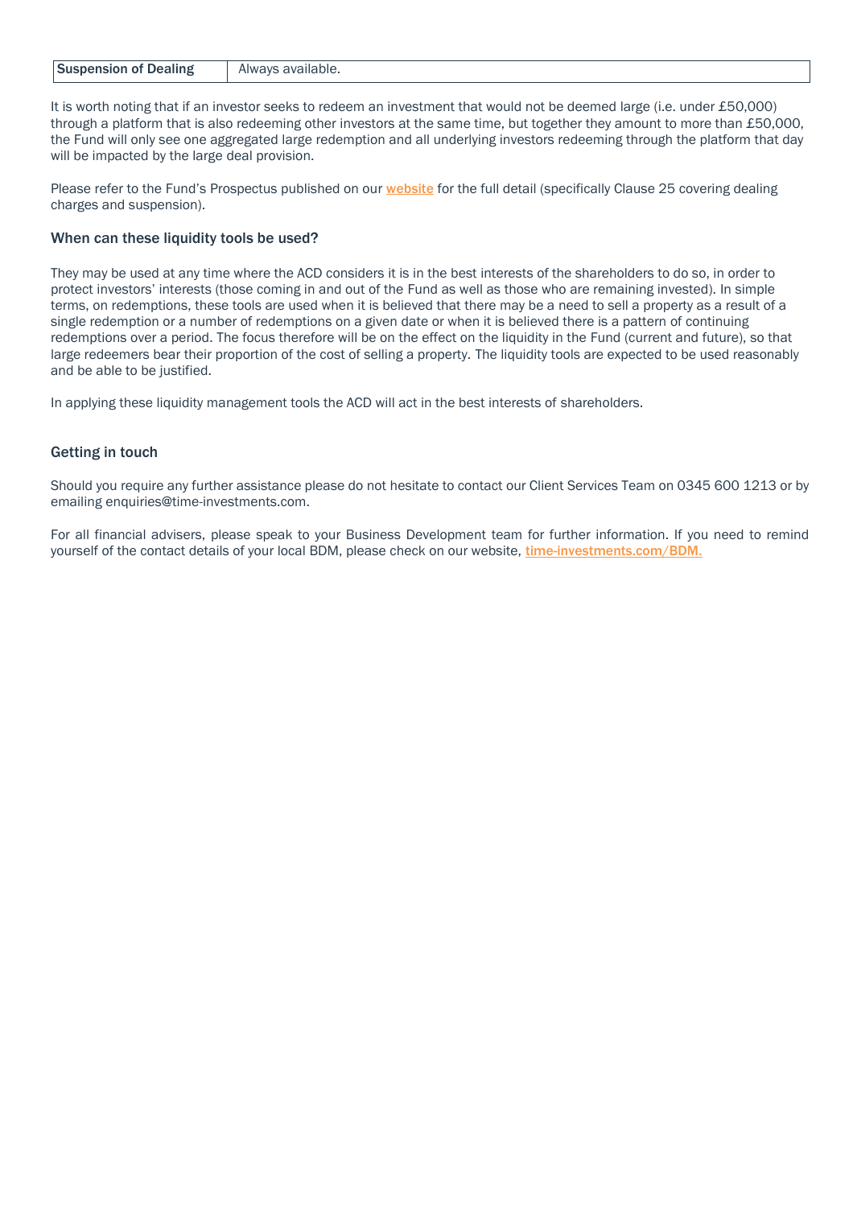| | |
|---|---|
| **Suspension of Dealing** | Always available. |

It is worth noting that if an investor seeks to redeem an investment that would not be deemed large (i.e. under £50,000) through a platform that is also redeeming other investors at the same time, but together they amount to more than £50,000, the Fund will only see one aggregated large redemption and all underlying investors redeeming through the platform that day will be impacted by the large deal provision.

Please refer to the Fund's Prospectus published on our **website** for the full detail (specifically Clause 25 covering dealing charges and suspension).

### When can these liquidity tools be used?

They may be used at any time where the ACD considers it is in the best interests of the shareholders to do so, in order to protect investors' interests (those coming in and out of the Fund as well as those who are remaining invested). In simple terms, on redemptions, these tools are used when it is believed that there may be a need to sell a property as a result of a single redemption or a number of redemptions on a given date or when it is believed there is a pattern of continuing redemptions over a period. The focus therefore will be on the effect on the liquidity in the Fund (current and future), so that large redeemers bear their proportion of the cost of selling a property. The liquidity tools are expected to be used reasonably and be able to be justified.

In applying these liquidity management tools the ACD will act in the best interests of shareholders.

### Getting in touch

Should you require any further assistance please do not hesitate to contact our Client Services Team on 0345 600 1213 or by emailing enquiries@time-investments.com.

For all financial advisers, please speak to your Business Development team for further information. If you need to remind yourself of the contact details of your local BDM, please check on our website, **time-investments.com/BDM.**